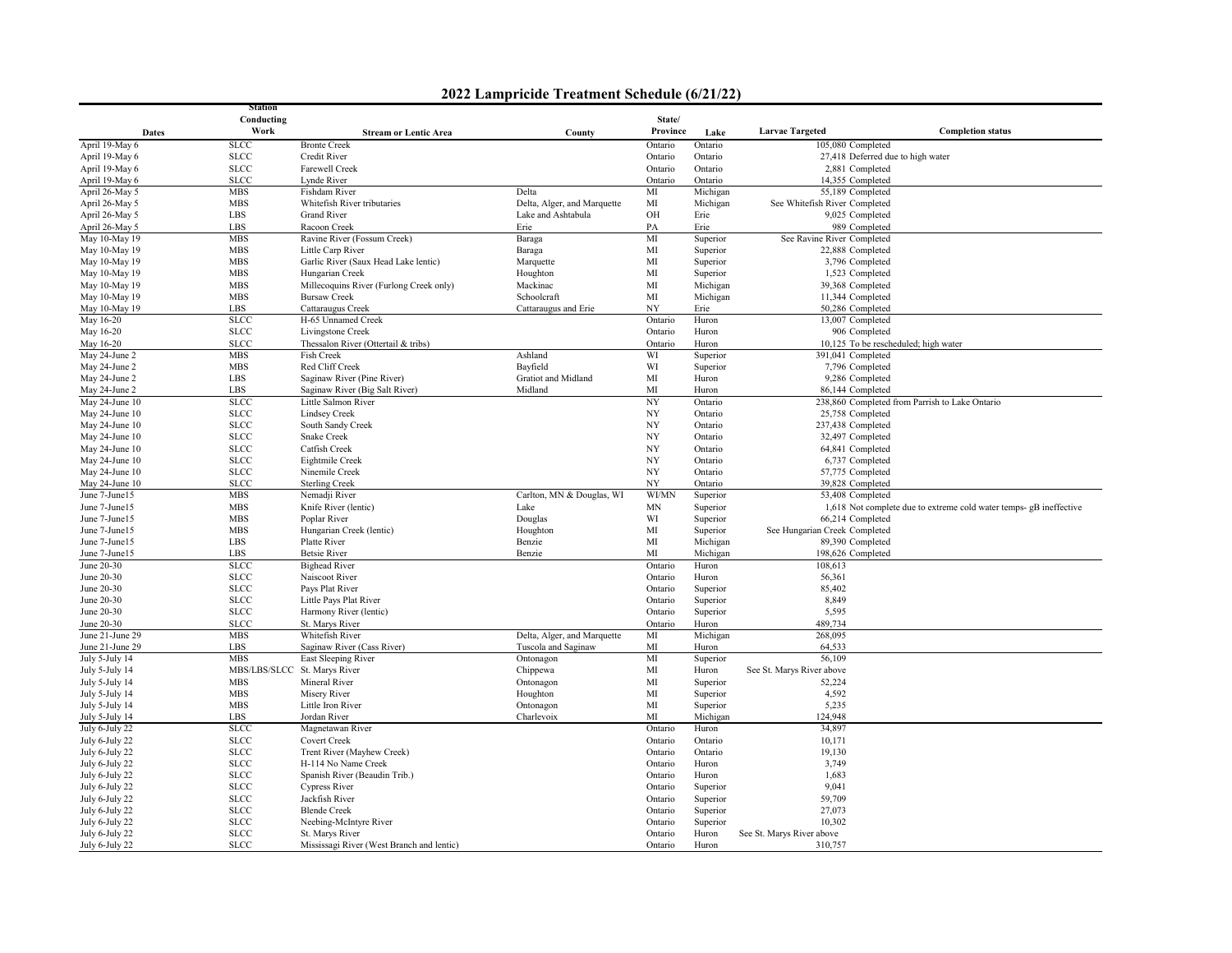# 2022 Lampricide Treatment Schedule (6/21/22)

| Dates | Station Conducting Work | Stream or Lentic Area | County | State/ Province | Lake | Larvae Targeted | Completion status |
|---|---|---|---|---|---|---|---|
| April 19-May 6 | SLCC | Bronte Creek | | Ontario | Ontario | 105,080 | Completed |
| April 19-May 6 | SLCC | Credit River | | Ontario | Ontario | 27,418 | Deferred due to high water |
| April 19-May 6 | SLCC | Farewell Creek | | Ontario | Ontario | 2,881 | Completed |
| April 19-May 6 | SLCC | Lynde River | | Ontario | Ontario | 14,355 | Completed |
| April 26-May 5 | MBS | Fishdam River | Delta | MI | Michigan | 55,189 | Completed |
| April 26-May 5 | MBS | Whitefish River tributaries | Delta, Alger, and Marquette | MI | Michigan | See Whitefish River | Completed |
| April 26-May 5 | LBS | Grand River | Lake and Ashtabula | OH | Erie | 9,025 | Completed |
| April 26-May 5 | LBS | Racoon Creek | Erie | PA | Erie | 989 | Completed |
| May 10-May 19 | MBS | Ravine River (Fossum Creek) | Baraga | MI | Superior | See Ravine River | Completed |
| May 10-May 19 | MBS | Little Carp River | Baraga | MI | Superior | 22,888 | Completed |
| May 10-May 19 | MBS | Garlic River (Saux Head Lake lentic) | Marquette | MI | Superior | 3,796 | Completed |
| May 10-May 19 | MBS | Hungarian Creek | Houghton | MI | Superior | 1,523 | Completed |
| May 10-May 19 | MBS | Millecoquins River (Furlong Creek only) | Mackinac | MI | Michigan | 39,368 | Completed |
| May 10-May 19 | MBS | Bursaw Creek | Schoolcraft | MI | Michigan | 11,344 | Completed |
| May 10-May 19 | LBS | Cattaraugus Creek | Cattaraugus and Erie | NY | Erie | 50,286 | Completed |
| May 16-20 | SLCC | H-65 Unnamed Creek | | Ontario | Huron | 13,007 | Completed |
| May 16-20 | SLCC | Livingstone Creek | | Ontario | Huron | 906 | Completed |
| May 16-20 | SLCC | Thessalon River (Ottertail & tribs) | | Ontario | Huron | 10,125 | To be rescheduled; high water |
| May 24-June 2 | MBS | Fish Creek | Ashland | WI | Superior | 391,041 | Completed |
| May 24-June 2 | MBS | Red Cliff Creek | Bayfield | WI | Superior | 7,796 | Completed |
| May 24-June 2 | LBS | Saginaw River (Pine River) | Gratiot and Midland | MI | Huron | 9,286 | Completed |
| May 24-June 2 | LBS | Saginaw River (Big Salt River) | Midland | MI | Huron | 86,144 | Completed |
| May 24-June 10 | SLCC | Little Salmon River | | NY | Ontario | 238,860 | Completed from Parrish to Lake Ontario |
| May 24-June 10 | SLCC | Lindsey Creek | | NY | Ontario | 25,758 | Completed |
| May 24-June 10 | SLCC | South Sandy Creek | | NY | Ontario | 237,438 | Completed |
| May 24-June 10 | SLCC | Snake Creek | | NY | Ontario | 32,497 | Completed |
| May 24-June 10 | SLCC | Catfish Creek | | NY | Ontario | 64,841 | Completed |
| May 24-June 10 | SLCC | Eightmile Creek | | NY | Ontario | 6,737 | Completed |
| May 24-June 10 | SLCC | Ninemile Creek | | NY | Ontario | 57,775 | Completed |
| May 24-June 10 | SLCC | Sterling Creek | | NY | Ontario | 39,828 | Completed |
| June 7-June15 | MBS | Nemadji River | Carlton, MN & Douglas, WI | WI/MN | Superior | 53,408 | Completed |
| June 7-June15 | MBS | Knife River (lentic) | Lake | MN | Superior | 1,618 | Not complete due to extreme cold water temps- gB ineffective |
| June 7-June15 | MBS | Poplar River | Douglas | WI | Superior | 66,214 | Completed |
| June 7-June15 | MBS | Hungarian Creek (lentic) | Houghton | MI | Superior | See Hungarian Creek | Completed |
| June 7-June15 | LBS | Platte River | Benzie | MI | Michigan | 89,390 | Completed |
| June 7-June15 | LBS | Betsie River | Benzie | MI | Michigan | 198,626 | Completed |
| June 20-30 | SLCC | Bighead River | | Ontario | Huron | 108,613 | |
| June 20-30 | SLCC | Naiscoot River | | Ontario | Huron | 56,361 | |
| June 20-30 | SLCC | Pays Plat River | | Ontario | Superior | 85,402 | |
| June 20-30 | SLCC | Little Pays Plat River | | Ontario | Superior | 8,849 | |
| June 20-30 | SLCC | Harmony River (lentic) | | Ontario | Superior | 5,595 | |
| June 20-30 | SLCC | St. Marys River | | Ontario | Huron | 489,734 | |
| June 21-June 29 | MBS | Whitefish River | Delta, Alger, and Marquette | MI | Michigan | 268,095 | |
| June 21-June 29 | LBS | Saginaw River (Cass River) | Tuscola and Saginaw | MI | Huron | 64,533 | |
| July 5-July 14 | MBS | East Sleeping River | Ontonagon | MI | Superior | 56,109 | |
| July 5-July 14 | MBS/LBS/SLCC | St. Marys River | Chippewa | MI | Huron | See St. Marys River above | |
| July 5-July 14 | MBS | Mineral River | Ontonagon | MI | Superior | 52,224 | |
| July 5-July 14 | MBS | Misery River | Houghton | MI | Superior | 4,592 | |
| July 5-July 14 | MBS | Little Iron River | Ontonagon | MI | Superior | 5,235 | |
| July 5-July 14 | LBS | Jordan River | Charlevoix | MI | Michigan | 124,948 | |
| July 6-July 22 | SLCC | Magnetawan River | | Ontario | Huron | 34,897 | |
| July 6-July 22 | SLCC | Covert Creek | | Ontario | Ontario | 10,171 | |
| July 6-July 22 | SLCC | Trent River (Mayhew Creek) | | Ontario | Ontario | 19,130 | |
| July 6-July 22 | SLCC | H-114 No Name Creek | | Ontario | Huron | 3,749 | |
| July 6-July 22 | SLCC | Spanish River (Beaudin Trib.) | | Ontario | Huron | 1,683 | |
| July 6-July 22 | SLCC | Cypress River | | Ontario | Superior | 9,041 | |
| July 6-July 22 | SLCC | Jackfish River | | Ontario | Superior | 59,709 | |
| July 6-July 22 | SLCC | Blende Creek | | Ontario | Superior | 27,073 | |
| July 6-July 22 | SLCC | Neebing-McIntyre River | | Ontario | Superior | 10,302 | |
| July 6-July 22 | SLCC | St. Marys River | | Ontario | Huron | See St. Marys River above | |
| July 6-July 22 | SLCC | Mississagi River (West Branch and lentic) | | Ontario | Huron | 310,757 | |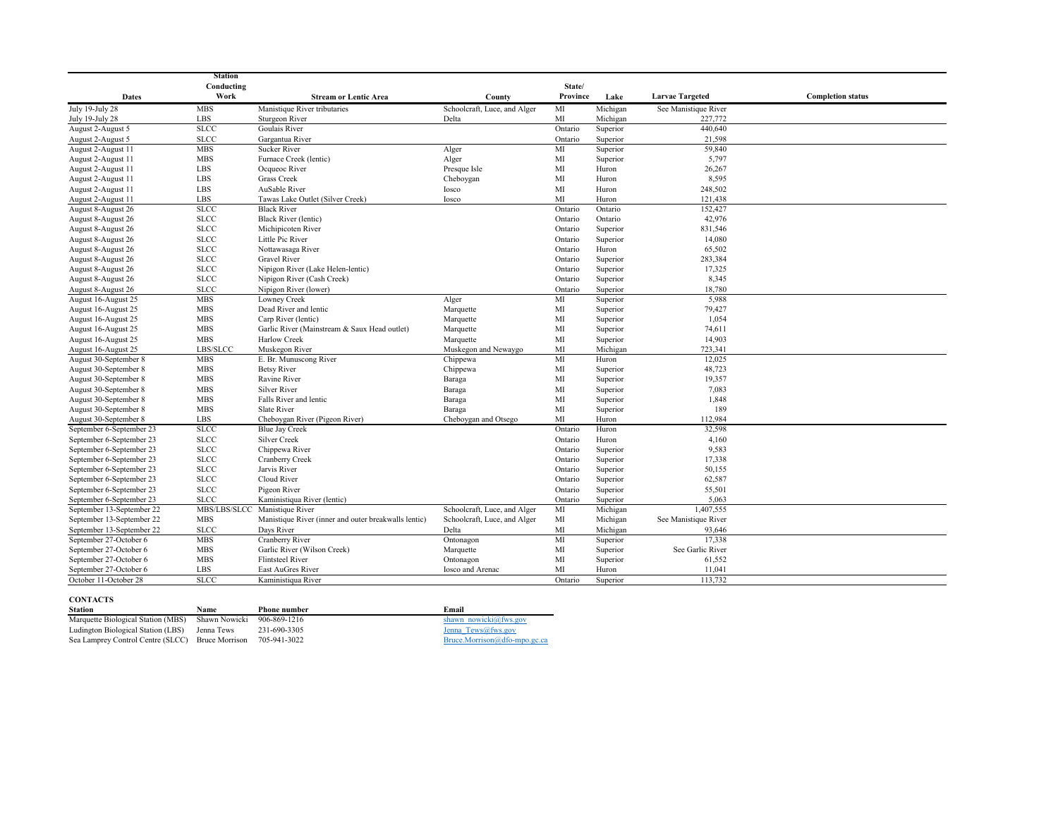| Dates | Station Conducting Work | Stream or Lentic Area | County | State/ Province | Lake | Larvae Targeted | Completion status |
|---|---|---|---|---|---|---|---|
| July 19-July 28 | MBS | Manistique River tributaries | Schoolcraft, Luce, and Alger | MI | Michigan | See Manistique River | |
| July 19-July 28 | LBS | Sturgeon River | Delta | MI | Michigan | 227,772 | |
| August 2-August 5 | SLCC | Goulais River | | Ontario | Superior | 440,640 | |
| August 2-August 5 | SLCC | Gargantua River | | Ontario | Superior | 21,598 | |
| August 2-August 11 | MBS | Sucker River | Alger | MI | Superior | 59,840 | |
| August 2-August 11 | MBS | Furnace Creek (lentic) | Alger | MI | Superior | 5,797 | |
| August 2-August 11 | LBS | Ocqueoc River | Presque Isle | MI | Huron | 26,267 | |
| August 2-August 11 | LBS | Grass Creek | Cheboygan | MI | Huron | 8,595 | |
| August 2-August 11 | LBS | AuSable River | Iosco | MI | Huron | 248,502 | |
| August 2-August 11 | LBS | Tawas Lake Outlet (Silver Creek) | Iosco | MI | Huron | 121,438 | |
| August 8-August 26 | SLCC | Black River | | Ontario | Ontario | 152,427 | |
| August 8-August 26 | SLCC | Black River (lentic) | | Ontario | Ontario | 42,976 | |
| August 8-August 26 | SLCC | Michipicoten River | | Ontario | Superior | 831,546 | |
| August 8-August 26 | SLCC | Little Pic River | | Ontario | Superior | 14,080 | |
| August 8-August 26 | SLCC | Nottawasaga River | | Ontario | Huron | 65,502 | |
| August 8-August 26 | SLCC | Gravel River | | Ontario | Superior | 283,384 | |
| August 8-August 26 | SLCC | Nipigon River (Lake Helen-lentic) | | Ontario | Superior | 17,325 | |
| August 8-August 26 | SLCC | Nipigon River (Cash Creek) | | Ontario | Superior | 8,345 | |
| August 8-August 26 | SLCC | Nipigon River (lower) | | Ontario | Superior | 18,780 | |
| August 16-August 25 | MBS | Lowney Creek | Alger | MI | Superior | 5,988 | |
| August 16-August 25 | MBS | Dead River and lentic | Marquette | MI | Superior | 79,427 | |
| August 16-August 25 | MBS | Carp River (lentic) | Marquette | MI | Superior | 1,054 | |
| August 16-August 25 | MBS | Garlic River (Mainstream & Saux Head outlet) | Marquette | MI | Superior | 74,611 | |
| August 16-August 25 | MBS | Harlow Creek | Marquette | MI | Superior | 14,903 | |
| August 16-August 25 | LBS/SLCC | Muskegon River | Muskegon and Newaygo | MI | Michigan | 723,341 | |
| August 30-September 8 | MBS | E. Br. Munuscong River | Chippewa | MI | Huron | 12,025 | |
| August 30-September 8 | MBS | Betsy River | Chippewa | MI | Superior | 48,723 | |
| August 30-September 8 | MBS | Ravine River | Baraga | MI | Superior | 19,357 | |
| August 30-September 8 | MBS | Silver River | Baraga | MI | Superior | 7,083 | |
| August 30-September 8 | MBS | Falls River and lentic | Baraga | MI | Superior | 1,848 | |
| August 30-September 8 | MBS | Slate River | Baraga | MI | Superior | 189 | |
| August 30-September 8 | LBS | Cheboygan River (Pigeon River) | Cheboygan and Otsego | MI | Huron | 112,984 | |
| September 6-September 23 | SLCC | Blue Jay Creek | | Ontario | Huron | 32,598 | |
| September 6-September 23 | SLCC | Silver Creek | | Ontario | Huron | 4,160 | |
| September 6-September 23 | SLCC | Chippewa River | | Ontario | Superior | 9,583 | |
| September 6-September 23 | SLCC | Cranberry Creek | | Ontario | Superior | 17,338 | |
| September 6-September 23 | SLCC | Jarvis River | | Ontario | Superior | 50,155 | |
| September 6-September 23 | SLCC | Cloud River | | Ontario | Superior | 62,587 | |
| September 6-September 23 | SLCC | Pigeon River | | Ontario | Superior | 55,501 | |
| September 6-September 23 | SLCC | Kaministiqua River (lentic) | | Ontario | Superior | 5,063 | |
| September 13-September 22 | MBS/LBS/SLCC | Manistique River | Schoolcraft, Luce, and Alger | MI | Michigan | 1,407,555 | |
| September 13-September 22 | MBS | Manistique River (inner and outer breakwalls lentic) | Schoolcraft, Luce, and Alger | MI | Michigan | See Manistique River | |
| September 13-September 22 | SLCC | Days River | Delta | MI | Michigan | 93,646 | |
| September 27-October 6 | MBS | Cranberry River | Ontonagon | MI | Superior | 17,338 | |
| September 27-October 6 | MBS | Garlic River (Wilson Creek) | Marquette | MI | Superior | See Garlic River | |
| September 27-October 6 | MBS | Flintsteel River | Ontonagon | MI | Superior | 61,552 | |
| September 27-October 6 | LBS | East AuGres River | Iosco and Arenac | MI | Huron | 11,041 | |
| October 11-October 28 | SLCC | Kaministiqua River | | Ontario | Superior | 113,732 | |

**CONTACTS**

| Station | Name | Phone number | Email |
|---|---|---|---|
| Marquette Biological Station (MBS) | Shawn Nowicki | 906-869-1216 | shawn_nowicki@fws.gov |
| Ludington Biological Station (LBS) | Jenna Tews | 231-690-3305 | Jenna_Tews@fws.gov |
| Sea Lamprey Control Centre (SLCC) | Bruce Morrison | 705-941-3022 | Bruce.Morrison@dfo-mpo.gc.ca |